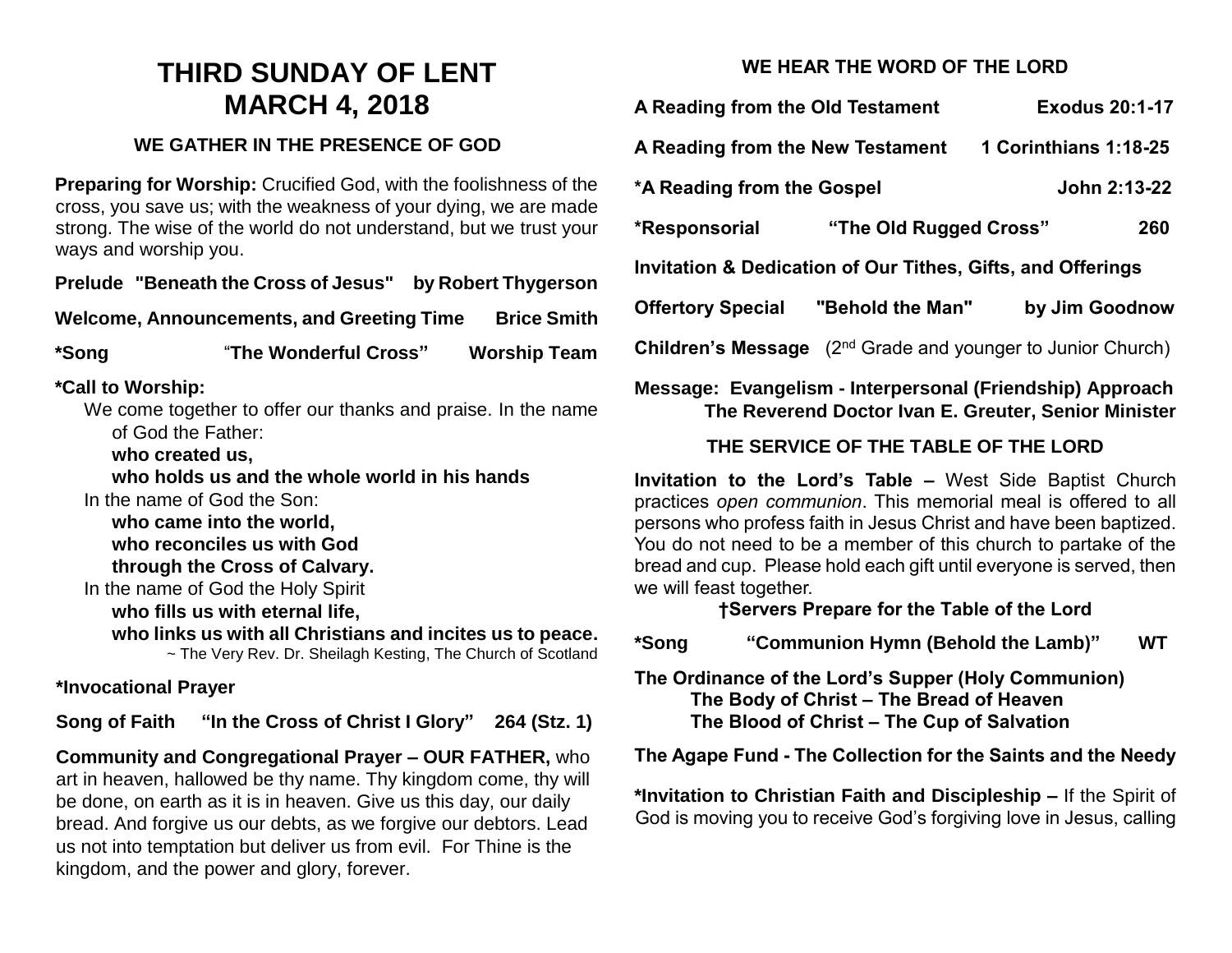# THIRD SUNDAY OF LENT
# MARCH 4, 2018

### WE GATHER IN THE PRESENCE OF GOD

**Preparing for Worship:** Crucified God, with the foolishness of the cross, you save us; with the weakness of your dying, we are made strong. The wise of the world do not understand, but we trust your ways and worship you.

**Prelude "Beneath the Cross of Jesus" by Robert Thygerson**

**Welcome, Announcements, and Greeting Time Brice Smith**

**\*Song "The Wonderful Cross" Worship Team**

**\*Call to Worship:**

We come together to offer our thanks and praise. In the name of God the Father:
**who created us,**
**who holds us and the whole world in his hands**
In the name of God the Son:
**who came into the world,**
**who reconciles us with God**
**through the Cross of Calvary.**
In the name of God the Holy Spirit
**who fills us with eternal life,**
**who links us with all Christians and incites us to peace.**

~ The Very Rev. Dr. Sheilagh Kesting, The Church of Scotland

**\*Invocational Prayer**

**Song of Faith "In the Cross of Christ I Glory" 264 (Stz. 1)**

**Community and Congregational Prayer – OUR FATHER,** who art in heaven, hallowed be thy name. Thy kingdom come, thy will be done, on earth as it is in heaven. Give us this day, our daily bread. And forgive us our debts, as we forgive our debtors. Lead us not into temptation but deliver us from evil. For Thine is the kingdom, and the power and glory, forever.

### WE HEAR THE WORD OF THE LORD

**A Reading from the Old Testament Exodus 20:1-17**

**A Reading from the New Testament 1 Corinthians 1:18-25**

**\*A Reading from the Gospel John 2:13-22**

**\*Responsorial "The Old Rugged Cross" 260**

**Invitation & Dedication of Our Tithes, Gifts, and Offerings**

**Offertory Special "Behold the Man" by Jim Goodnow**

**Children's Message** (2nd Grade and younger to Junior Church)

**Message: Evangelism - Interpersonal (Friendship) Approach**
**The Reverend Doctor Ivan E. Greuter, Senior Minister**

### THE SERVICE OF THE TABLE OF THE LORD

**Invitation to the Lord's Table –** West Side Baptist Church practices *open communion*. This memorial meal is offered to all persons who profess faith in Jesus Christ and have been baptized. You do not need to be a member of this church to partake of the bread and cup. Please hold each gift until everyone is served, then we will feast together.

**†Servers Prepare for the Table of the Lord**

**\*Song "Communion Hymn (Behold the Lamb)" WT**

**The Ordinance of the Lord's Supper (Holy Communion)**
**The Body of Christ – The Bread of Heaven**
**The Blood of Christ – The Cup of Salvation**

**The Agape Fund - The Collection for the Saints and the Needy**

**\*Invitation to Christian Faith and Discipleship –** If the Spirit of God is moving you to receive God's forgiving love in Jesus, calling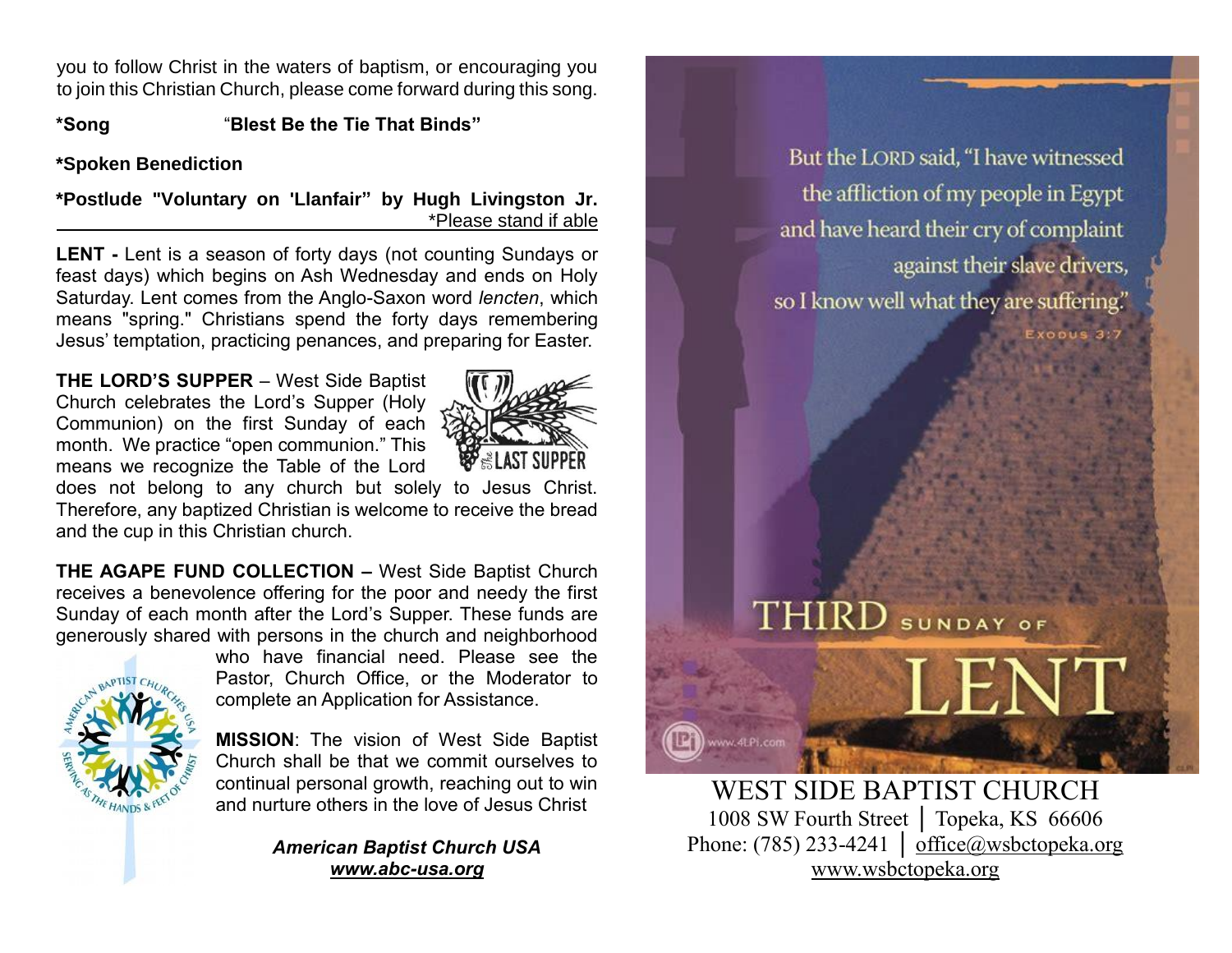you to follow Christ in the waters of baptism, or encouraging you to join this Christian Church, please come forward during this song.

**\*Song** "**Blest Be the Tie That Binds"**

**\*Spoken Benediction**

**\*Postlude "Voluntary on 'Llanfair" by Hugh Livingston Jr.**

\*Please stand if able

**LENT -** Lent is a season of forty days (not counting Sundays or feast days) which begins on Ash Wednesday and ends on Holy Saturday. Lent comes from the Anglo-Saxon word *lencten*, which means "spring." Christians spend the forty days remembering Jesus' temptation, practicing penances, and preparing for Easter.

**THE LORD'S SUPPER** – West Side Baptist Church celebrates the Lord's Supper (Holy Communion) on the first Sunday of each month. We practice "open communion." This means we recognize the Table of the Lord does not belong to any church but solely to Jesus Christ. Therefore, any baptized Christian is welcome to receive the bread and the cup in this Christian church.

**THE AGAPE FUND COLLECTION –** West Side Baptist Church receives a benevolence offering for the poor and needy the first Sunday of each month after the Lord's Supper. These funds are generously shared with persons in the church and neighborhood who have financial need. Please see the Pastor, Church Office, or the Moderator to complete an Application for Assistance.

**MISSION**: The vision of West Side Baptist Church shall be that we commit ourselves to continual personal growth, reaching out to win and nurture others in the love of Jesus Christ

***American Baptist Church USA***
***www.abc-usa.org***

But the LORD said, "I have witnessed the affliction of my people in Egypt and have heard their cry of complaint against their slave drivers, so I know well what they are suffering."

EXODUS 3:7

# THIRD SUNDAY OF LENT

## WEST SIDE BAPTIST CHURCH

1008 SW Fourth Street | Topeka, KS 66606
Phone: (785) 233-4241 | office@wsbctopeka.org
www.wsbctopeka.org